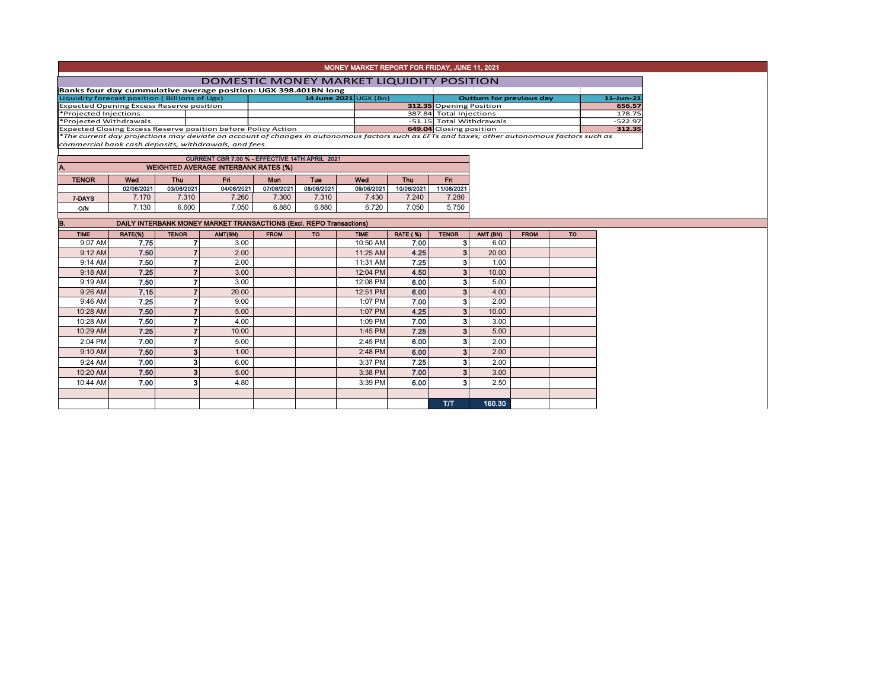# MONEY MARKET REPORT FOR FRIDAY, JUNE 11, 2021

## DOMESTIC MONEY MARKET LIQUIDITY POSITION

**Banks four day cummulative average position: UGX 398.401BN long**

| Liquidity forecast position ( Billions of Ugx) | 14 June 2021 | UGX (Bn) | Outturn for previous day | 11-Jun-21 |
|---|---|---|---|---|
| Expected Opening Excess Reserve position | 312.35 | Opening Position | | 656.57 |
| *Projected Injections | 387.84 | Total Injections | | 178.75 |
| *Projected Withdrawals | -51.15 | Total Withdrawals | | -522.97 |
| Expected Closing Excess Reserve position before Policy Action | 649.04 | Closing position | | 312.35 |

*\*The current day projections may deviate on account of changes in autonomous factors such as EFTs and taxes; other autonomous factors such as commercial bank cash deposits, withdrawals, and fees.*

**CURRENT CBR 7.00 % - EFFECTIVE 14TH APRIL 2021**

### A. WEIGHTED AVERAGE INTERBANK RATES (%)

| TENOR | Wed | Thu | Fri | Mon | Tue | Wed | Thu | Fri |
|---|---|---|---|---|---|---|---|---|
| | 02/06/2021 | 03/06/2021 | 04/06/2021 | 07/06/2021 | 08/06/2021 | 09/06/2021 | 10/06/2021 | 11/06/2021 |
| 7-DAYS | 7.170 | 7.310 | 7.260 | 7.300 | 7.310 | 7.430 | 7.240 | 7.280 |
| O/N | 7.130 | 6.600 | 7.050 | 6.880 | 6.880 | 6.720 | 7.050 | 5.750 |

### B. DAILY INTERBANK MONEY MARKET TRANSACTIONS (Excl. REPO Transactions)

| TIME | RATE(%) | TENOR | AMT(BN) | FROM | TO | TIME | RATE ( %) | TENOR | AMT (BN) | FROM | TO |
|---|---|---|---|---|---|---|---|---|---|---|---|
| 9:07 AM | 7.75 | 7 | 3.00 | | | 10:50 AM | 7.00 | 3 | 6.00 | | |
| 9:12 AM | 7.50 | 7 | 2.00 | | | 11:25 AM | 4.25 | 3 | 20.00 | | |
| 9:14 AM | 7.50 | 7 | 2.00 | | | 11:31 AM | 7.25 | 3 | 1.00 | | |
| 9:18 AM | 7.25 | 7 | 3.00 | | | 12:04 PM | 4.50 | 3 | 10.00 | | |
| 9:19 AM | 7.50 | 7 | 3.00 | | | 12:08 PM | 6.00 | 3 | 5.00 | | |
| 9:26 AM | 7.15 | 7 | 20.00 | | | 12:51 PM | 6.00 | 3 | 4.00 | | |
| 9:46 AM | 7.25 | 7 | 9.00 | | | 1:07 PM | 7.00 | 3 | 2.00 | | |
| 10:28 AM | 7.50 | 7 | 5.00 | | | 1:07 PM | 4.25 | 3 | 10.00 | | |
| 10:28 AM | 7.50 | 7 | 4.00 | | | 1:09 PM | 7.00 | 3 | 3.00 | | |
| 10:29 AM | 7.25 | 7 | 10.00 | | | 1:45 PM | 7.25 | 3 | 5.00 | | |
| 2:04 PM | 7.00 | 7 | 5.00 | | | 2:45 PM | 6.00 | 3 | 2.00 | | |
| 9:10 AM | 7.50 | 3 | 1.00 | | | 2:48 PM | 6.00 | 3 | 2.00 | | |
| 9:24 AM | 7.00 | 3 | 6.00 | | | 3:37 PM | 7.25 | 3 | 2.00 | | |
| 10:20 AM | 7.50 | 3 | 5.00 | | | 3:38 PM | 7.00 | 3 | 3.00 | | |
| 10:44 AM | 7.00 | 3 | 4.80 | | | 3:39 PM | 6.00 | 3 | 2.50 | | |
| | | | | | | | | | | | |
| | | | | | | | | T/T | 160.30 | | |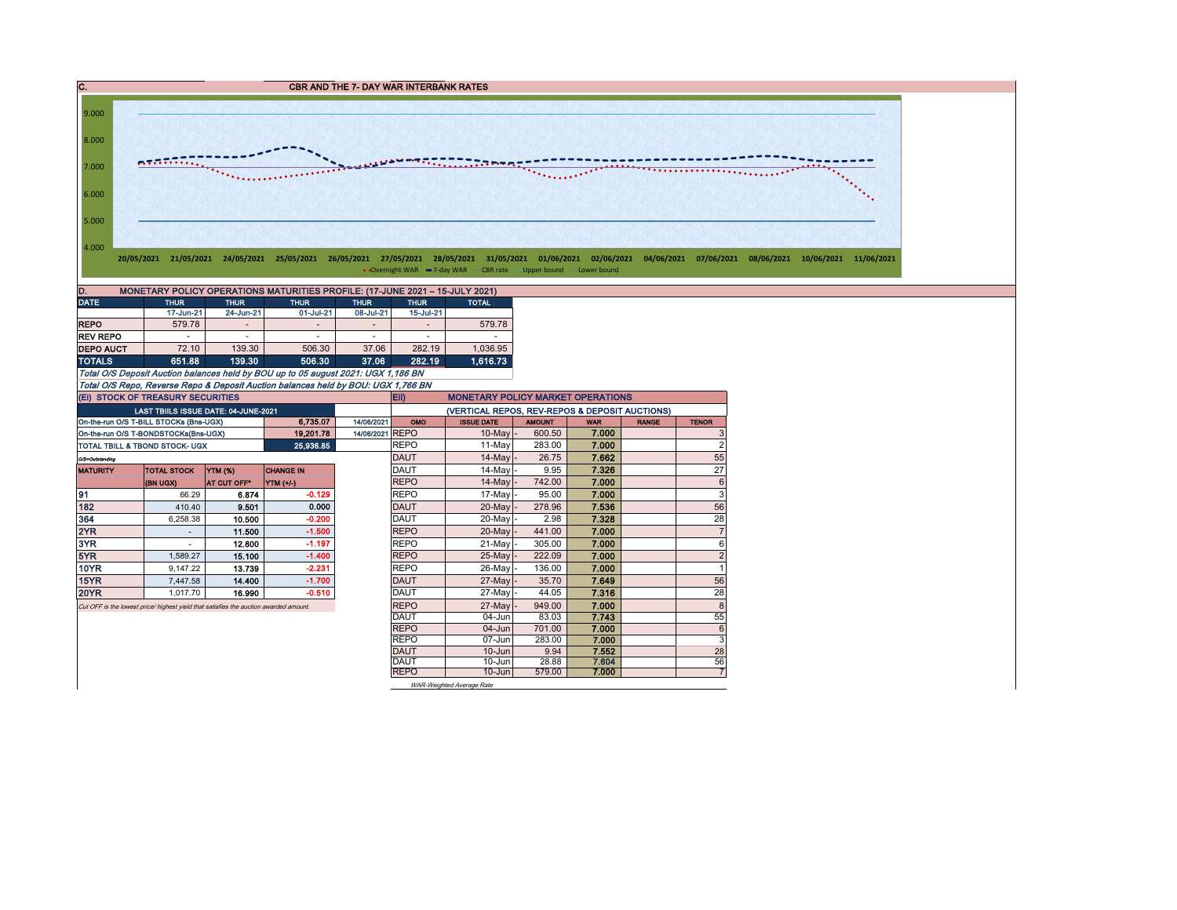## C. CBR AND THE 7- DAY WAR INTERBANK RATES

9.000
8.000
7.000
6.000
5.000
4.000

20/05/2021 21/05/2021 24/05/2021 25/05/2021 26/05/2021 27/05/2021 28/05/2021 31/05/2021 01/06/2021 02/06/2021 04/06/2021 07/06/2021 08/06/2021 10/06/2021 11/06/2021

Overnight WAR — 7-day WAR — CBR rate — Upper bound — Lower bound

## D. MONETARY POLICY OPERATIONS MATURITIES PROFILE: (17-JUNE 2021 – 15-JULY 2021)

| DATE | THUR | THUR | THUR | THUR | THUR | TOTAL |
|---|---|---|---|---|---|---|
| | 17-Jun-21 | 24-Jun-21 | 01-Jul-21 | 08-Jul-21 | 15-Jul-21 | |
| REPO | 579.78 | - | - | - | - | 579.78 |
| REV REPO | - | - | - | - | - | - |
| DEPO AUCT | 72.10 | 139.30 | 506.30 | 37.06 | 282.19 | 1,036.95 |
| **TOTALS** | **651.88** | **139.30** | **506.30** | **37.06** | **282.19** | **1,616.73** |

*Total O/S Deposit Auction balances held by BOU up to 05 august 2021: UGX 1,186 BN*

*Total O/S Repo, Reverse Repo & Deposit Auction balances held by BOU: UGX 1,766 BN*

## (Ei) STOCK OF TREASURY SECURITIES

| LAST TBIILS ISSUE DATE: 04-JUNE-2021 | | |
|---|---|---|
| On-the-run O/S T-BILL STOCKs (Bns-UGX) | 6,735.07 | 14/06/2021 |
| On-the-run O/S T-BONDSTOCKs(Bns-UGX) | 19,201.78 | 14/06/2021 |
| TOTAL TBILL & TBOND STOCK- UGX | 25,936.85 | |

*O/S=Outstanding*

| MATURITY | TOTAL STOCK (BN UGX) | YTM (%) AT CUT OFF* | CHANGE IN YTM (+/-) |
|---|---|---|---|
| 91 | 66.29 | 6.874 | -0.129 |
| 182 | 410.40 | 9.501 | 0.000 |
| 364 | 6,258.38 | 10.500 | -0.200 |
| 2YR | - | 11.500 | -1.500 |
| 3YR | - | 12.800 | -1.197 |
| 5YR | 1,589.27 | 15.100 | -1.400 |
| 10YR | 9,147.22 | 13.739 | -2.231 |
| 15YR | 7,447.58 | 14.400 | -1.700 |
| 20YR | 1,017.70 | 16.990 | -0.510 |

*Cut OFF is the lowest price/ highest yield that satisfies the auction awarded amount.*

## Eii) MONETARY POLICY MARKET OPERATIONS

(VERTICAL REPOS, REV-REPOS & DEPOSIT AUCTIONS)

| OMO | ISSUE DATE | AMOUNT | WAR | RANGE | TENOR |
|---|---|---|---|---|---|
| REPO | 10-May | 600.50 | 7.000 | | 3 |
| REPO | 11-May | 283.00 | 7.000 | | 2 |
| DAUT | 14-May | 26.75 | 7.662 | | 55 |
| DAUT | 14-May | 9.95 | 7.326 | | 27 |
| REPO | 14-May | 742.00 | 7.000 | | 6 |
| REPO | 17-May | 95.00 | 7.000 | | 3 |
| DAUT | 20-May | 278.96 | 7.536 | | 56 |
| DAUT | 20-May | 2.98 | 7.328 | | 28 |
| REPO | 20-May | 441.00 | 7.000 | | 7 |
| REPO | 21-May | 305.00 | 7.000 | | 6 |
| REPO | 25-May | 222.09 | 7.000 | | 2 |
| REPO | 26-May | 136.00 | 7.000 | | 1 |
| DAUT | 27-May | 35.70 | 7.649 | | 56 |
| DAUT | 27-May | 44.05 | 7.316 | | 28 |
| REPO | 27-May | 949.00 | 7.000 | | 8 |
| DAUT | 04-Jun | 83.03 | 7.743 | | 55 |
| REPO | 04-Jun | 701.00 | 7.000 | | 6 |
| REPO | 07-Jun | 283.00 | 7.000 | | 3 |
| DAUT | 10-Jun | 9.94 | 7.552 | | 28 |
| DAUT | 10-Jun | 28.88 | 7.604 | | 56 |
| REPO | 10-Jun | 579.00 | 7.000 | | 7 |

*WAR-Weighted Average Rate*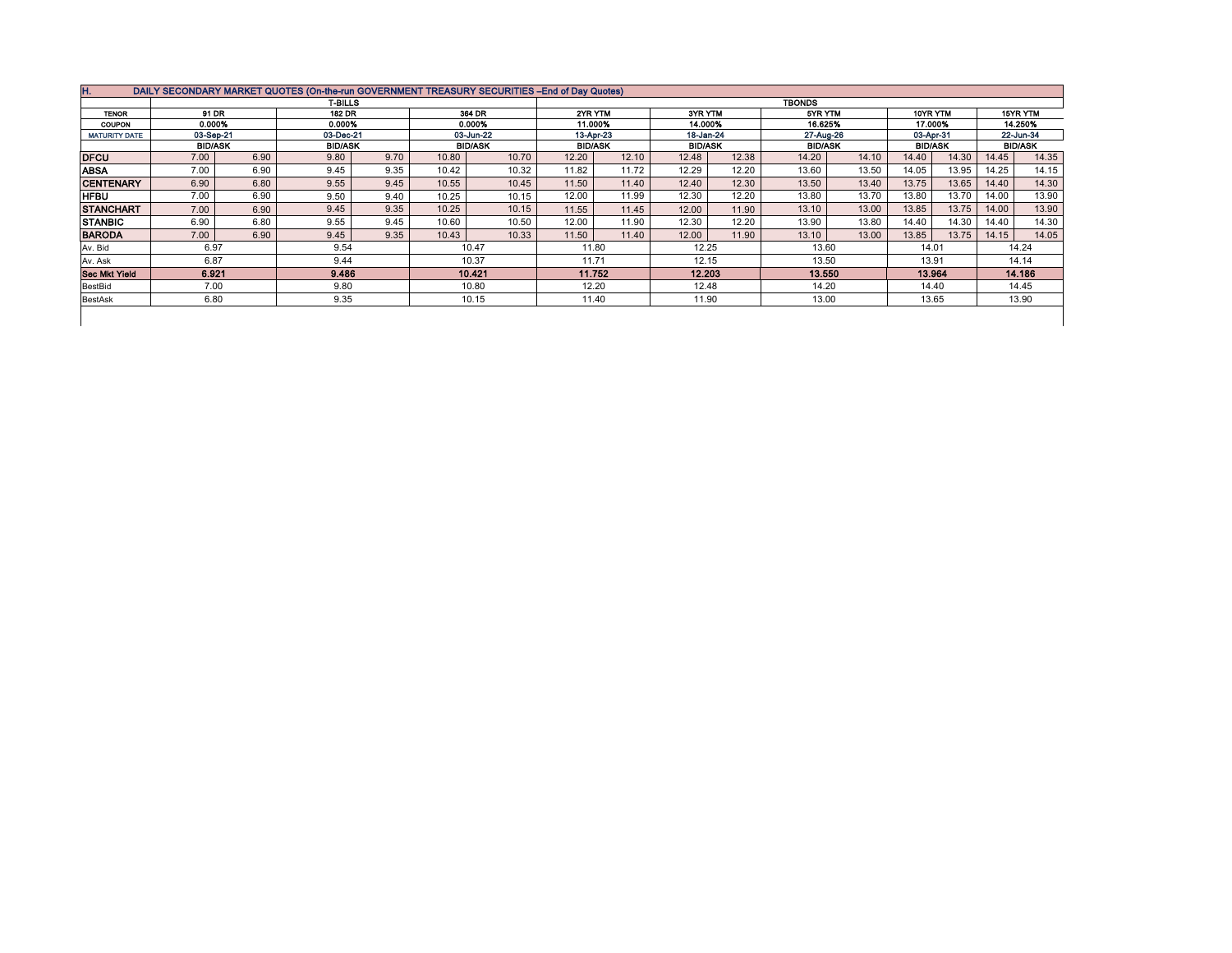## H. DAILY SECONDARY MARKET QUOTES (On-the-run GOVERNMENT TREASURY SECURITIES –End of Day Quotes)

| | T-BILLS | | | | | | TBONDS | | | | | | | | | |
|---|---|---|---|---|---|---|---|---|---|---|---|---|---|---|---|---|
| **TENOR** | 91 DR | | 182 DR | | 364 DR | | 2YR YTM | | 3YR YTM | | 5YR YTM | | 10YR YTM | | 15YR YTM | |
| **COUPON** | 0.000% | | 0.000% | | 0.000% | | 11.000% | | 14.000% | | 16.625% | | 17.000% | | 14.250% | |
| **MATURITY DATE** | 03-Sep-21 | | 03-Dec-21 | | 03-Jun-22 | | 13-Apr-23 | | 18-Jan-24 | | 27-Aug-26 | | 03-Apr-31 | | 22-Jun-34 | |
| | BID/ASK | | BID/ASK | | BID/ASK | | BID/ASK | | BID/ASK | | BID/ASK | | BID/ASK | | BID/ASK | |
| **DFCU** | 7.00 | 6.90 | 9.80 | 9.70 | 10.80 | 10.70 | 12.20 | 12.10 | 12.48 | 12.38 | 14.20 | 14.10 | 14.40 | 14.30 | 14.45 | 14.35 |
| **ABSA** | 7.00 | 6.90 | 9.45 | 9.35 | 10.42 | 10.32 | 11.82 | 11.72 | 12.29 | 12.20 | 13.60 | 13.50 | 14.05 | 13.95 | 14.25 | 14.15 |
| **CENTENARY** | 6.90 | 6.80 | 9.55 | 9.45 | 10.55 | 10.45 | 11.50 | 11.40 | 12.40 | 12.30 | 13.50 | 13.40 | 13.75 | 13.65 | 14.40 | 14.30 |
| **HFBU** | 7.00 | 6.90 | 9.50 | 9.40 | 10.25 | 10.15 | 12.00 | 11.99 | 12.30 | 12.20 | 13.80 | 13.70 | 13.80 | 13.70 | 14.00 | 13.90 |
| **STANCHART** | 7.00 | 6.90 | 9.45 | 9.35 | 10.25 | 10.15 | 11.55 | 11.45 | 12.00 | 11.90 | 13.10 | 13.00 | 13.85 | 13.75 | 14.00 | 13.90 |
| **STANBIC** | 6.90 | 6.80 | 9.55 | 9.45 | 10.60 | 10.50 | 12.00 | 11.90 | 12.30 | 12.20 | 13.90 | 13.80 | 14.40 | 14.30 | 14.40 | 14.30 |
| **BARODA** | 7.00 | 6.90 | 9.45 | 9.35 | 10.43 | 10.33 | 11.50 | 11.40 | 12.00 | 11.90 | 13.10 | 13.00 | 13.85 | 13.75 | 14.15 | 14.05 |
| Av. Bid | 6.97 | | 9.54 | | 10.47 | | 11.80 | | 12.25 | | 13.60 | | 14.01 | | 14.24 | |
| Av. Ask | 6.87 | | 9.44 | | 10.37 | | 11.71 | | 12.15 | | 13.50 | | 13.91 | | 14.14 | |
| **Sec Mkt Yield** | **6.921** | | **9.486** | | **10.421** | | **11.752** | | **12.203** | | **13.550** | | **13.964** | | **14.186** | |
| BestBid | 7.00 | | 9.80 | | 10.80 | | 12.20 | | 12.48 | | 14.20 | | 14.40 | | 14.45 | |
| BestAsk | 6.80 | | 9.35 | | 10.15 | | 11.40 | | 11.90 | | 13.00 | | 13.65 | | 13.90 | |